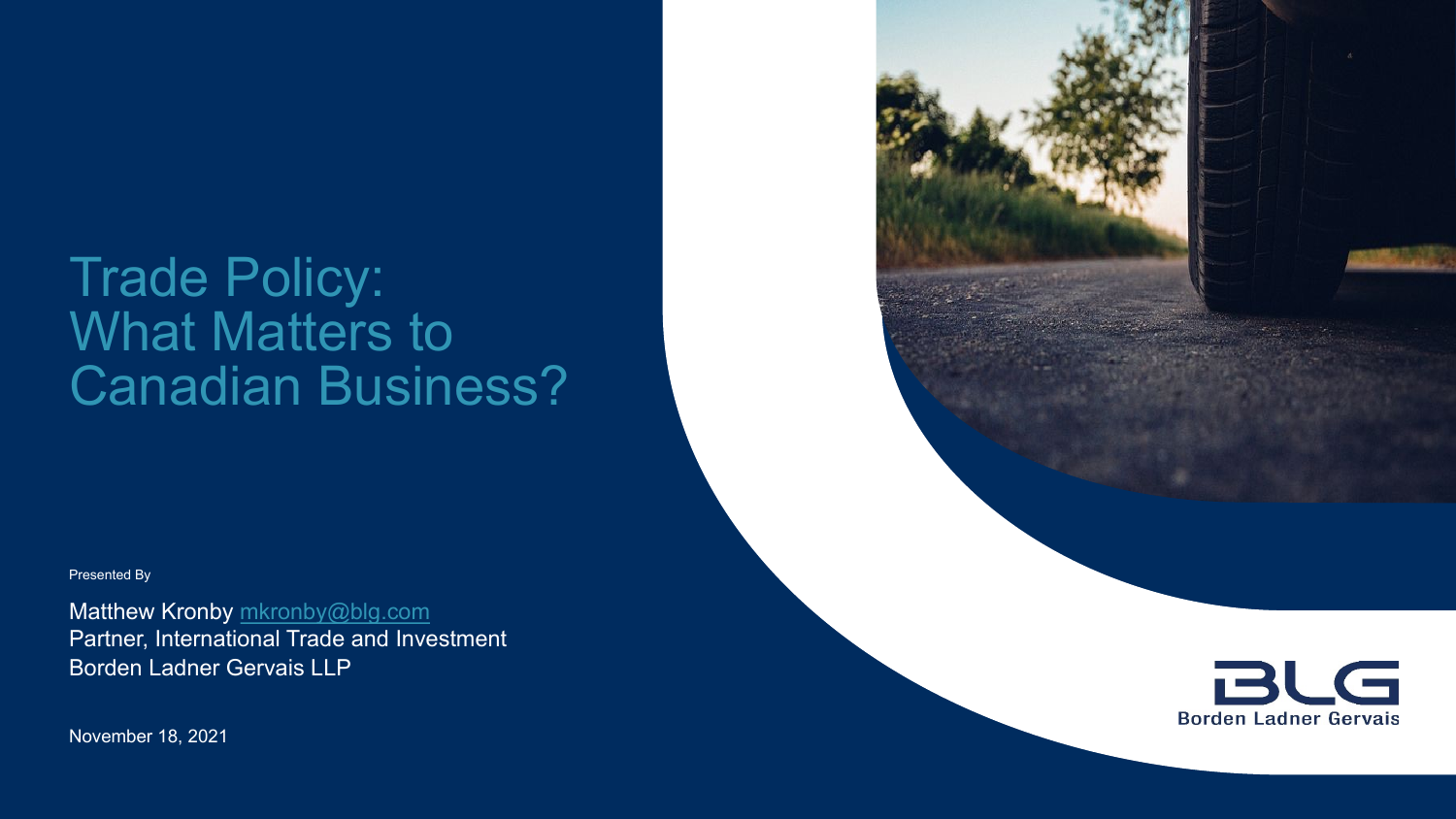# Trade Policy: What Matters to Canadian Business?

Presented By

Matthew Kronby mkronby@blg.com
Partner, International Trade and Investment
Borden Ladner Gervais LLP

November 18, 2021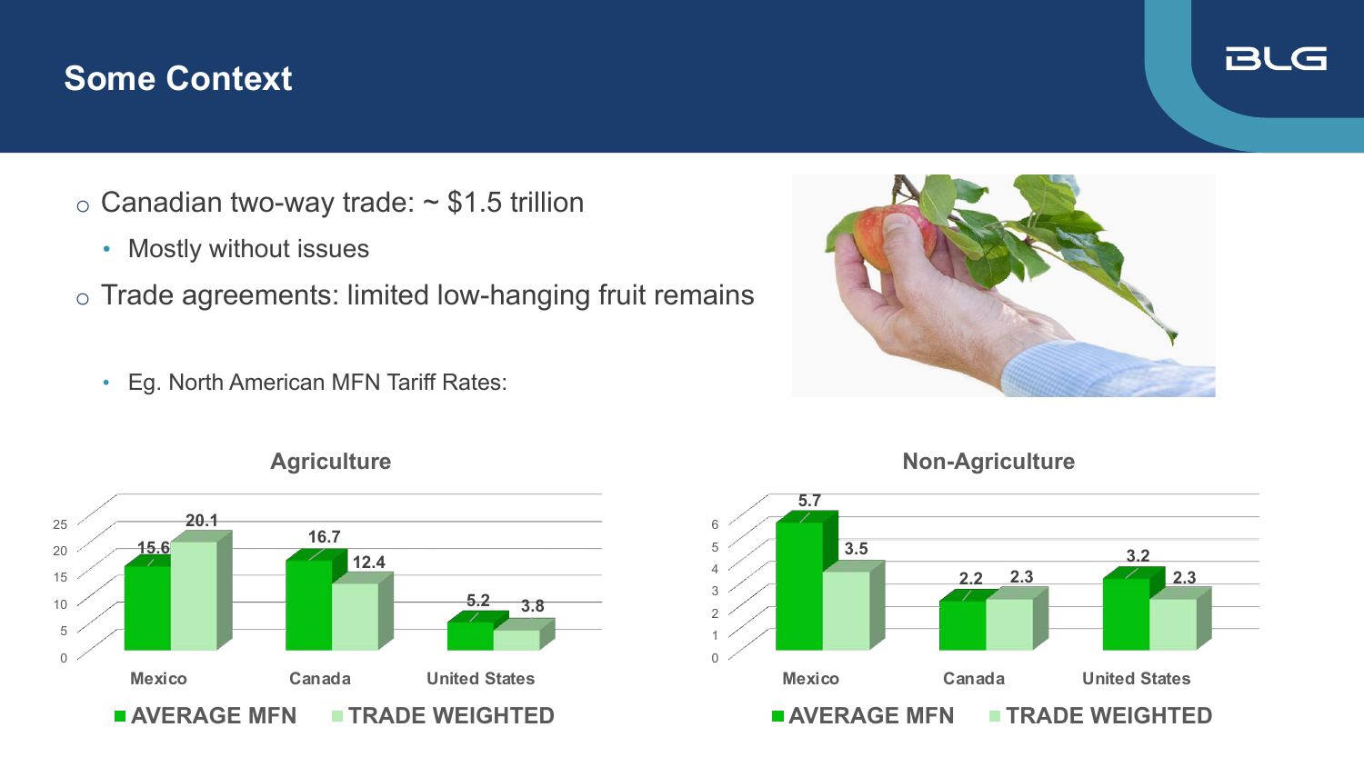## Some Context

- Canadian two-way trade: ~ $1.5 trillion
  - Mostly without issues
- Trade agreements: limited low-hanging fruit remains
  - Eg. North American MFN Tariff Rates:

**Agriculture**

| | AVERAGE MFN | TRADE WEIGHTED |
|---|---|---|
| Mexico | 15.6 | 20.1 |
| Canada | 16.7 | 12.4 |
| United States | 5.2 | 3.8 |

**Non-Agriculture**

| | AVERAGE MFN | TRADE WEIGHTED |
|---|---|---|
| Mexico | 5.7 | 3.5 |
| Canada | 2.2 | 2.3 |
| United States | 3.2 | 2.3 |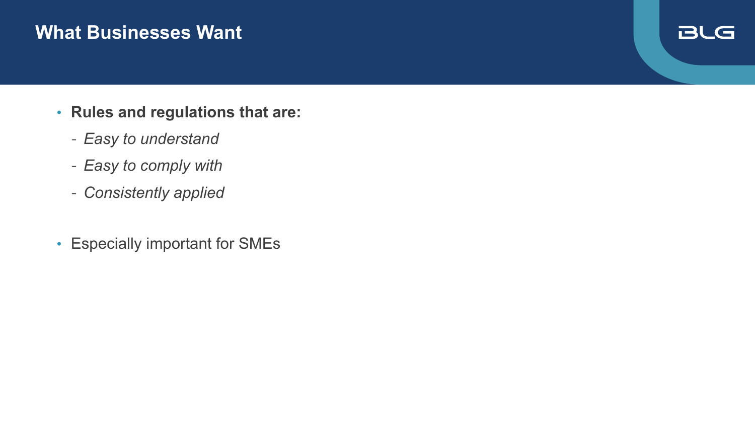## What Businesses Want

- **Rules and regulations that are:**
  - *Easy to understand*
  - *Easy to comply with*
  - *Consistently applied*

- Especially important for SMEs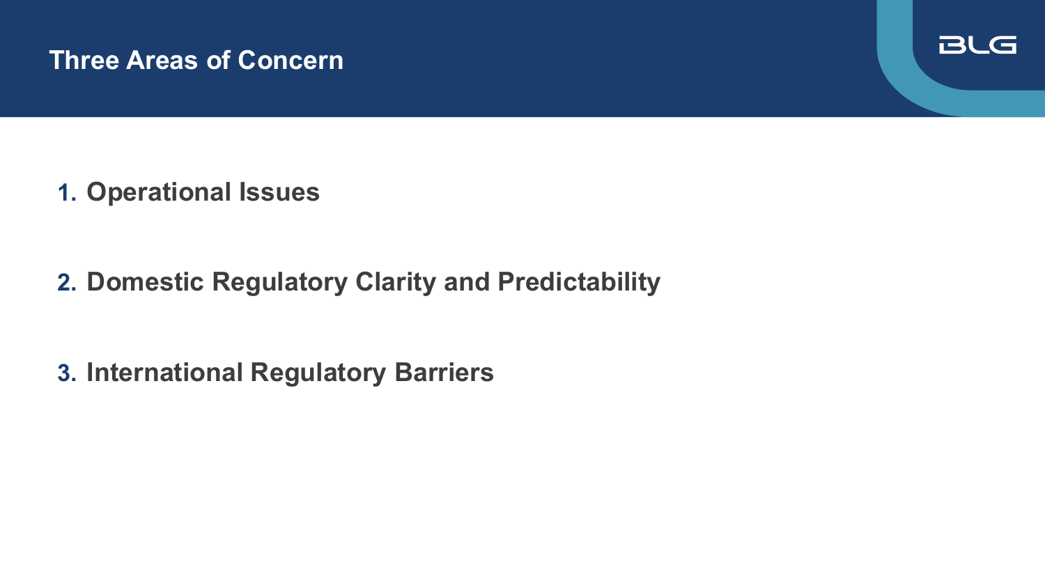# Three Areas of Concern

1. **Operational Issues**

2. **Domestic Regulatory Clarity and Predictability**

3. **International Regulatory Barriers**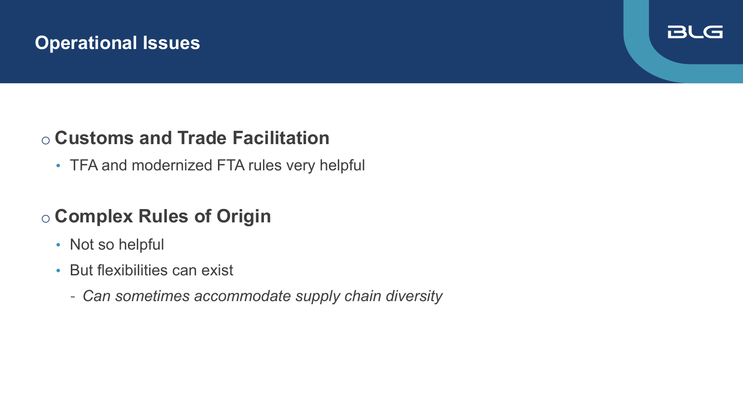# Operational Issues

- **Customs and Trade Facilitation**
  - TFA and modernized FTA rules very helpful
- **Complex Rules of Origin**
  - Not so helpful
  - But flexibilities can exist
    - *Can sometimes accommodate supply chain diversity*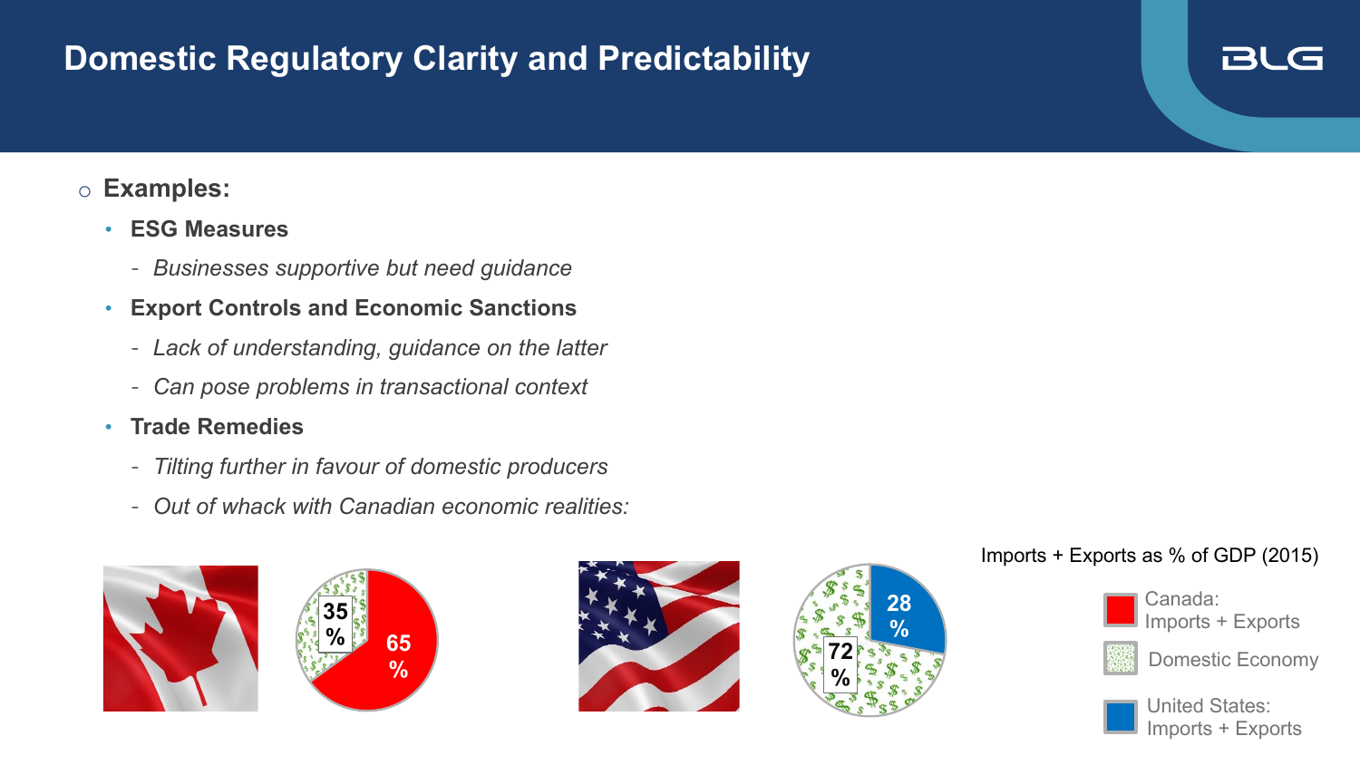# Domestic Regulatory Clarity and Predictability

- **Examples:**
  - **ESG Measures**
    - *Businesses supportive but need guidance*
  - **Export Controls and Economic Sanctions**
    - *Lack of understanding, guidance on the latter*
    - *Can pose problems in transactional context*
  - **Trade Remedies**
    - *Tilting further in favour of domestic producers*
    - *Out of whack with Canadian economic realities:*

Imports + Exports as % of GDP (2015)

| | Imports + Exports | Domestic Economy |
|---|---|---|
| Canada | 65 % | 35 % |
| United States | 28 % | 72 % |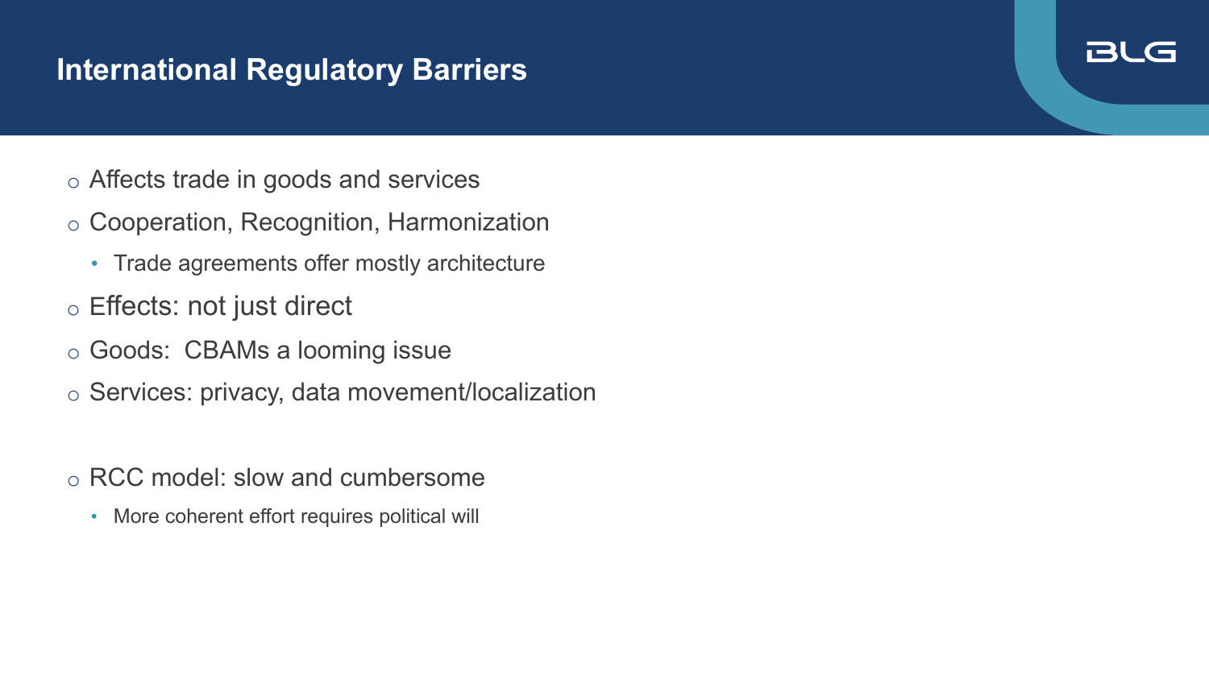# International Regulatory Barriers

- Affects trade in goods and services
- Cooperation, Recognition, Harmonization
  - Trade agreements offer mostly architecture
- Effects: not just direct
- Goods: CBAMs a looming issue
- Services: privacy, data movement/localization

- RCC model: slow and cumbersome
  - More coherent effort requires political will